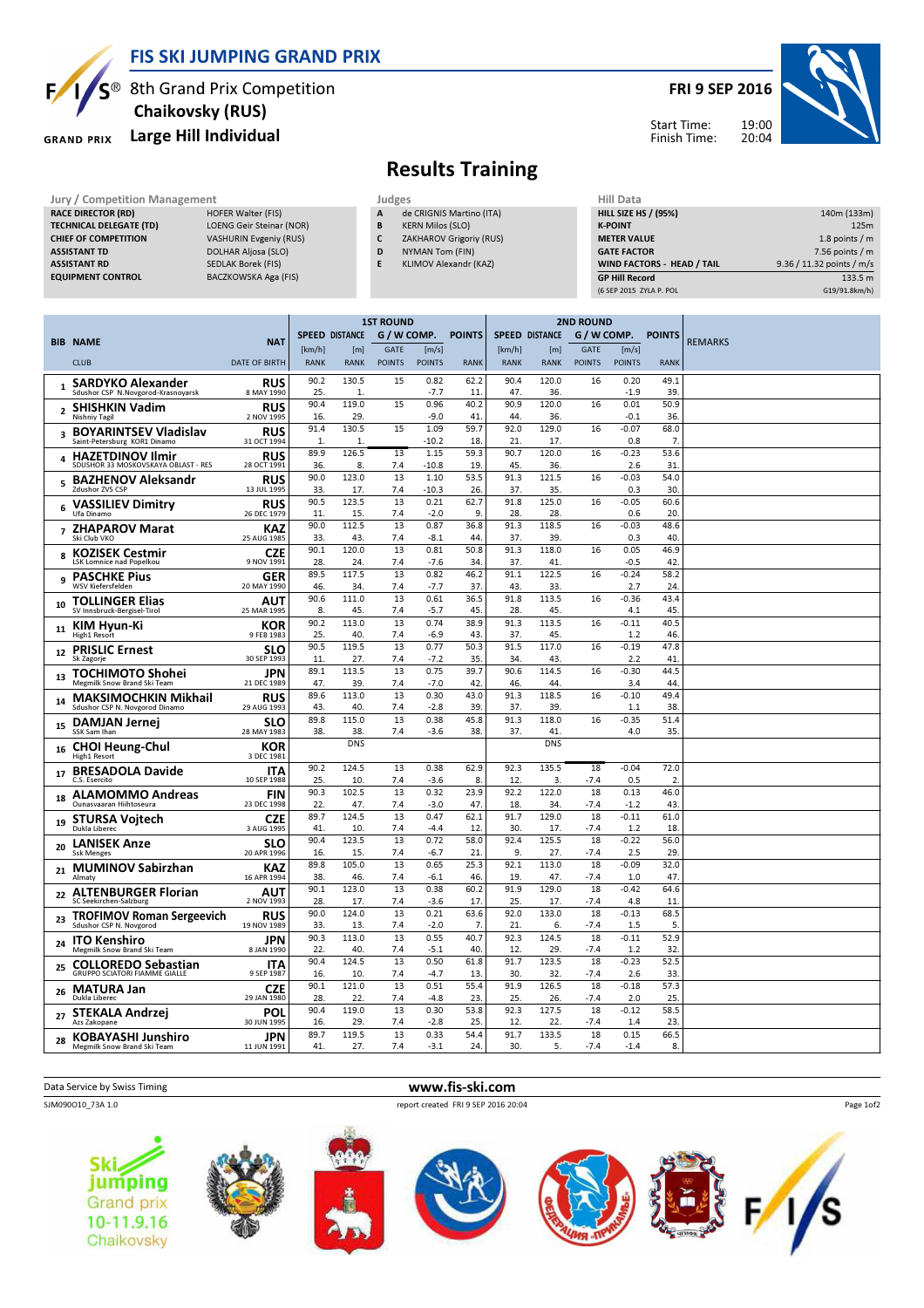# FIS SKI JUMPING GRAND PRIX

8th Grand Prix Competition
**Chaikovsky (RUS)**
**Large Hill Individual**

**FRI 9 SEP 2016**

Start Time: 19:00
Finish Time: 20:04

## Results Training

| Jury / Competition Management | |
|---|---|
| RACE DIRECTOR (RD) | HOFER Walter (FIS) |
| TECHNICAL DELEGATE (TD) | LOENG Geir Steinar (NOR) |
| CHIEF OF COMPETITION | VASHURIN Evgeniy (RUS) |
| ASSISTANT TD | DOLHAR Aljosa (SLO) |
| ASSISTANT RD | SEDLAK Borek (FIS) |
| EQUIPMENT CONTROL | BACZKOWSKA Aga (FIS) |

| Judges | |
|---|---|
| A | de CRIGNIS Martino (ITA) |
| B | KERN Milos (SLO) |
| C | ZAKHAROV Grigoriy (RUS) |
| D | NYMAN Tom (FIN) |
| E | KLIMOV Alexandr (KAZ) |

| Hill Data | |
|---|---|
| HILL SIZE HS / (95%) | 140m (133m) |
| K-POINT | 125m |
| METER VALUE | 1.8 points / m |
| GATE FACTOR | 7.56 points / m |
| WIND FACTORS - HEAD / TAIL | 9.36 / 11.32 points / m/s |
| GP Hill Record | 133.5 m |
| (6 SEP 2015 ZYLA P. POL | G19/91.8km/h) |

| BIB | NAME / CLUB | NAT / DATE OF BIRTH | 1st R. SPEED [km/h] / RANK | DISTANCE [m] / RANK | GATE / POINTS | [m/s] / POINTS | POINTS / RANK | 2nd R. SPEED [km/h] / RANK | DISTANCE [m] / RANK | GATE / POINTS | [m/s] / POINTS | POINTS / RANK | REMARKS |
|---|---|---|---|---|---|---|---|---|---|---|---|---|---|
| 1 | SARDYKO Alexander / Sdushor CSP N.Novgorod-Krasnoyarsk | RUS / 8 MAY 1990 | 90.2 / 25. | 130.5 / 1. | 15 | 0.82 / -7.7 | 62.2 / 11. | 90.4 / 47. | 120.0 / 36. | 16 | 0.20 / -1.9 | 49.1 / 39. | |
| 2 | SHISHKIN Vadim / Nishniy Tagil | RUS / 2 NOV 1995 | 90.4 / 16. | 119.0 / 29. | 15 | 0.96 / -9.0 | 40.2 / 41. | 90.9 / 44. | 120.0 / 36. | 16 | 0.01 / -0.1 | 50.9 / 36. | |
| 3 | BOYARINTSEV Vladislav / Saint-Petersburg KOR1 Dinamo | RUS / 31 OCT 1994 | 91.4 / 1. | 130.5 / 1. | 15 | 1.09 / -10.2 | 59.7 / 18. | 92.0 / 21. | 129.0 / 17. | 16 | -0.07 / 0.8 | 68.0 / 7. | |
| 4 | HAZETDINOV Ilmir / SDUSHOR 33 MOSKOVSKAYA OBLAST - RES | RUS / 28 OCT 1991 | 89.9 / 36. | 126.5 / 8. | 13 / 7.4 | 1.15 / -10.8 | 59.3 / 19. | 90.7 / 45. | 120.0 / 36. | 16 | -0.23 / 2.6 | 53.6 / 31. | |
| 5 | BAZHENOV Aleksandr / Zdushor ZVS CSP | RUS / 13 JUL 1995 | 90.0 / 33. | 123.0 / 17. | 13 / 7.4 | 1.10 / -10.3 | 53.5 / 26. | 91.3 / 37. | 121.5 / 35. | 16 | -0.03 / 0.3 | 54.0 / 30. | |
| 6 | VASSILIEV Dimitry / Ufa Dinamo | RUS / 26 DEC 1979 | 90.5 / 11. | 123.5 / 15. | 13 / 7.4 | 0.21 / -2.0 | 62.7 / 9. | 91.8 / 28. | 125.0 / 28. | 16 | -0.05 / 0.6 | 60.6 / 20. | |
| 7 | ZHAPAROV Marat / Ski Club VKO | KAZ / 25 AUG 1985 | 90.0 / 33. | 112.5 / 43. | 13 / 7.4 | 0.87 / -8.1 | 36.8 / 44. | 91.3 / 37. | 118.5 / 39. | 16 | -0.03 / 0.3 | 48.6 / 40. | |
| 8 | KOZISEK Cestmir / LSK Lomnice nad Popelkou | CZE / 9 NOV 1991 | 90.1 / 28. | 120.0 / 24. | 13 / 7.4 | 0.81 / -7.6 | 50.8 / 34. | 91.3 / 37. | 118.0 / 41. | 16 | 0.05 / -0.5 | 46.9 / 42. | |
| 9 | PASCHKE Pius / WSV Kiefersfelden | GER / 20 MAY 1990 | 89.5 / 46. | 117.5 / 34. | 13 / 7.4 | 0.82 / -7.7 | 46.2 / 37. | 91.1 / 43. | 122.5 / 33. | 16 | -0.24 / 2.7 | 58.2 / 24. | |
| 10 | TOLLINGER Elias / SV Innsbruck-Bergisel-Tirol | AUT / 25 MAR 1995 | 90.6 / 8. | 111.0 / 45. | 13 / 7.4 | 0.61 / -5.7 | 36.5 / 45. | 91.8 / 28. | 113.5 / 45. | 16 | -0.36 / 4.1 | 43.4 / 45. | |
| 11 | KIM Hyun-Ki / High1 Resort | KOR / 9 FEB 1983 | 90.2 / 25. | 113.0 / 40. | 13 / 7.4 | 0.74 / -6.9 | 38.9 / 43. | 91.3 / 37. | 113.5 / 45. | 16 | -0.11 / 1.2 | 40.5 / 46. | |
| 12 | PRISLIC Ernest / Sk Zagorje | SLO / 30 SEP 1993 | 90.5 / 11. | 119.5 / 27. | 13 / 7.4 | 0.77 / -7.2 | 50.3 / 35. | 91.5 / 34. | 117.0 / 43. | 16 | -0.19 / 2.2 | 47.8 / 41. | |
| 13 | TOCHIMOTO Shohei / Megmilk Snow Brand Ski Team | JPN / 21 DEC 1989 | 89.1 / 47. | 113.5 / 39. | 13 / 7.4 | 0.75 / -7.0 | 39.7 / 42. | 90.6 / 46. | 114.5 / 44. | 16 | -0.30 / 3.4 | 44.5 / 44. | |
| 14 | MAKSIMOCHKIN Mikhail / Sdushor CSP N. Novgorod Dinamo | RUS / 29 AUG 1993 | 89.6 / 43. | 113.0 / 40. | 13 / 7.4 | 0.30 / -2.8 | 43.0 / 39. | 91.3 / 37. | 118.5 / 39. | 16 | -0.10 / 1.1 | 49.4 / 38. | |
| 15 | DAMJAN Jernej / SSK Sam Ihan | SLO / 28 MAY 1983 | 89.8 / 38. | 115.0 / 38. | 13 / 7.4 | 0.38 / -3.6 | 45.8 / 38. | 91.3 / 37. | 118.0 / 41. | 16 | -0.35 / 4.0 | 51.4 / 35. | |
| 16 | CHOI Heung-Chul / High1 Resort | KOR / 3 DEC 1981 | | DNS | | | | | DNS | | | | |
| 17 | BRESADOLA Davide / C.S. Esercito | ITA / 10 SEP 1988 | 90.2 / 25. | 124.5 / 10. | 13 / 7.4 | 0.38 / -3.6 | 62.9 / 8. | 92.3 / 12. | 135.5 / 3. | 18 / -7.4 | -0.04 / 0.5 | 72.0 / 2. | |
| 18 | ALAMOMMO Andreas / Ounasvaaran Hiihtoseura | FIN / 23 DEC 1998 | 90.3 / 22. | 102.5 / 47. | 13 / 7.4 | 0.32 / -3.0 | 23.9 / 47. | 92.2 / 18. | 122.0 / 34. | 18 / -7.4 | 0.13 / -1.2 | 46.0 / 43. | |
| 19 | STURSA Vojtech / Dukla Liberec | CZE / 3 AUG 1995 | 89.7 / 41. | 124.5 / 10. | 13 / 7.4 | 0.47 / -4.4 | 62.1 / 12. | 91.7 / 30. | 129.0 / 17. | 18 / -7.4 | -0.11 / 1.2 | 61.0 / 18. | |
| 20 | LANISEK Anze / Ssk Menges | SLO / 20 APR 1996 | 90.4 / 16. | 123.5 / 15. | 13 / 7.4 | 0.72 / -6.7 | 58.0 / 21. | 92.4 / 9. | 125.5 / 27. | 18 / -7.4 | -0.22 / 2.5 | 56.0 / 29. | |
| 21 | MUMINOV Sabirzhan / Almaty | KAZ / 16 APR 1994 | 89.8 / 38. | 105.0 / 46. | 13 / 7.4 | 0.65 / -6.1 | 25.3 / 46. | 92.1 / 19. | 113.0 / 47. | 18 / -7.4 | -0.09 / 1.0 | 32.0 / 47. | |
| 22 | ALTENBURGER Florian / SC Seekirchen-Salzburg | AUT / 2 NOV 1993 | 90.1 / 28. | 123.0 / 17. | 13 / 7.4 | 0.38 / -3.6 | 60.2 / 17. | 91.9 / 25. | 129.0 / 17. | 18 / -7.4 | -0.42 / 4.8 | 64.6 / 11. | |
| 23 | TROFIMOV Roman Sergeevich / Sdushor CSP N. Novgorod | RUS / 19 NOV 1989 | 90.0 / 33. | 124.0 / 13. | 13 / 7.4 | 0.21 / -2.0 | 63.6 / 7. | 92.0 / 21. | 133.0 / 6. | 18 / -7.4 | -0.13 / 1.5 | 68.5 / 5. | |
| 24 | ITO Kenshiro / Megmilk Snow Brand Ski Team | JPN / 8 JAN 1990 | 90.3 / 22. | 113.0 / 40. | 13 / 7.4 | 0.55 / -5.1 | 40.7 / 40. | 92.3 / 12. | 124.5 / 29. | 18 / -7.4 | -0.11 / 1.2 | 52.9 / 32. | |
| 25 | COLLOREDO Sebastian / GRUPPO SCIATORI FIAMME GIALLE | ITA / 9 SEP 1987 | 90.4 / 16. | 124.5 / 10. | 13 / 7.4 | 0.50 / -4.7 | 61.8 / 13. | 91.7 / 30. | 123.5 / 32. | 18 / -7.4 | -0.23 / 2.6 | 52.5 / 33. | |
| 26 | MATURA Jan / Dukla Liberec | CZE / 29 JAN 1980 | 90.1 / 28. | 121.0 / 22. | 13 / 7.4 | 0.51 / -4.8 | 55.4 / 23. | 91.9 / 25. | 126.5 / 26. | 18 / -7.4 | -0.18 / 2.0 | 57.3 / 25. | |
| 27 | STEKALA Andrzej / Azs Zakopane | POL / 30 JUN 1995 | 90.4 / 16. | 119.0 / 29. | 13 / 7.4 | 0.30 / -2.8 | 53.8 / 25. | 92.3 / 12. | 127.5 / 22. | 18 / -7.4 | -0.12 / 1.4 | 58.5 / 23. | |
| 28 | KOBAYASHI Junshiro / Megmilk Snow Brand Ski Team | JPN / 11 JUN 1991 | 89.7 / 41. | 119.5 / 27. | 13 / 7.4 | 0.33 / -3.1 | 54.4 / 24. | 91.7 / 30. | 133.5 / 5. | 18 / -7.4 | 0.15 / -1.4 | 66.5 / 8. | |

Data Service by Swiss Timing — www.fis-ski.com

SJM090O10_73A 1.0 — report created FRI 9 SEP 2016 20:04

Ski jumping Grand prix 10-11.9.16 Chaikovsky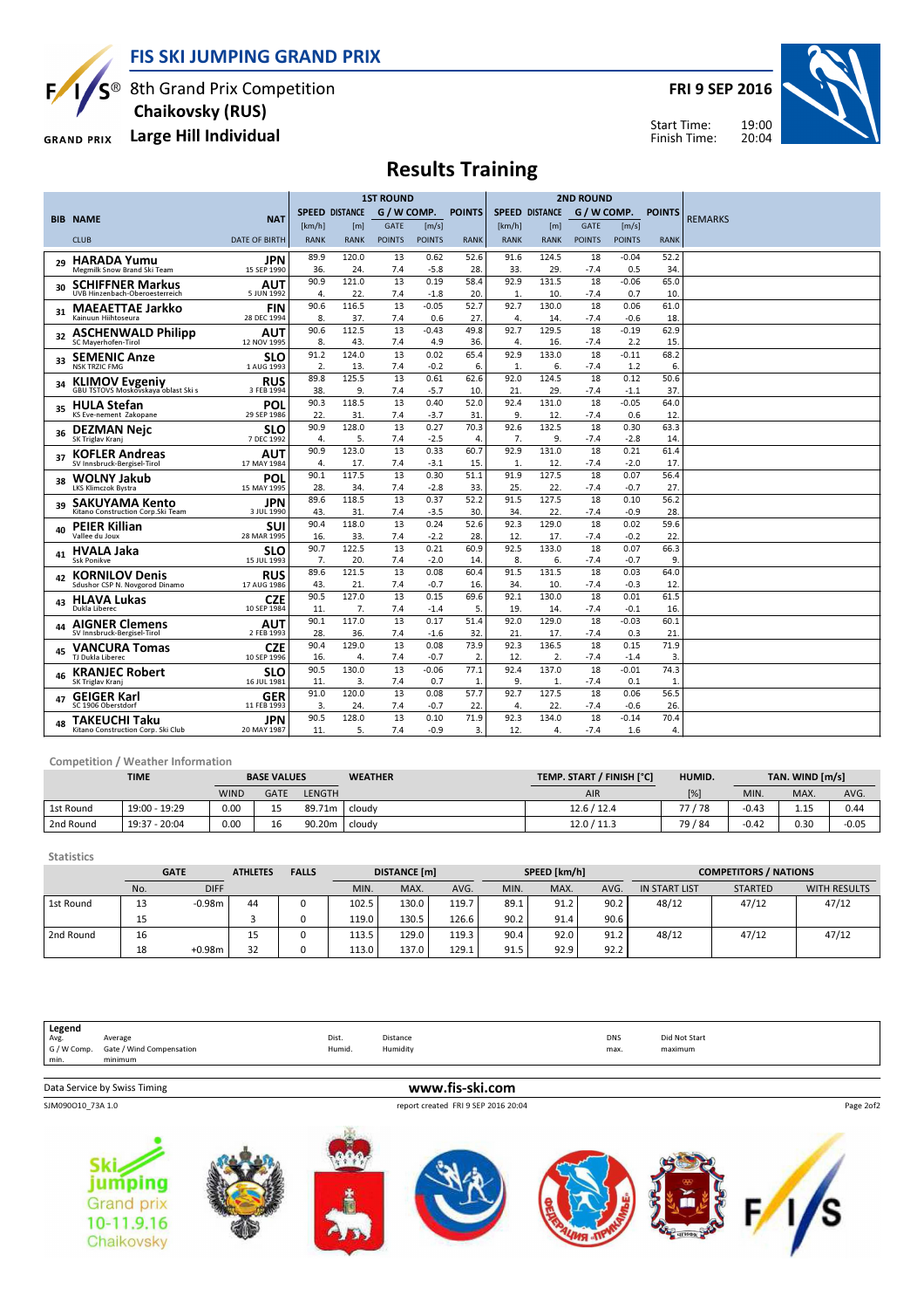# FIS SKI JUMPING GRAND PRIX

8th Grand Prix Competition
**Chaikovsky (RUS)**
**Large Hill Individual**

**FRI 9 SEP 2016**

Start Time: 19:00
Finish Time: 20:04

## Results Training

| BIB | NAME / CLUB | NAT / DATE OF BIRTH | 1ST ROUND SPEED [km/h] / RANK | DISTANCE [m] / RANK | G / W COMP. GATE / POINTS | [m/s] / POINTS | POINTS / RANK | 2ND ROUND SPEED [km/h] / RANK | DISTANCE [m] / RANK | G / W COMP. GATE / POINTS | [m/s] / POINTS | POINTS / RANK | REMARKS |
|---|---|---|---|---|---|---|---|---|---|---|---|---|---|
| 29 | HARADA Yumu<br>Megmilk Snow Brand Ski Team | JPN<br>15 SEP 1990 | 89.9<br>36. | 120.0<br>24. | 13<br>7.4 | 0.62<br>-5.8 | 52.6<br>28. | 91.6<br>33. | 124.5<br>29. | 18<br>-7.4 | -0.04<br>0.5 | 52.2<br>34. | |
| 30 | SCHIFFNER Markus<br>UVB Hinzenbach-Oberoesterreich | AUT<br>5 JUN 1992 | 90.9<br>4. | 121.0<br>22. | 13<br>7.4 | 0.19<br>-1.8 | 58.4<br>20. | 92.9<br>1. | 131.5<br>10. | 18<br>-7.4 | -0.06<br>0.7 | 65.0<br>10. | |
| 31 | MAEAETTAE Jarkko<br>Kainuun Hiihtoseura | FIN<br>28 DEC 1994 | 90.6<br>8. | 116.5<br>37. | 13<br>7.4 | -0.05<br>0.6 | 52.7<br>27. | 92.7<br>4. | 130.0<br>14. | 18<br>-7.4 | 0.06<br>-0.6 | 61.0<br>18. | |
| 32 | ASCHENWALD Philipp<br>SC Mayerhofen-Tirol | AUT<br>12 NOV 1995 | 90.6<br>8. | 112.5<br>43. | 13<br>7.4 | -0.43<br>4.9 | 49.8<br>36. | 92.7<br>4. | 129.5<br>16. | 18<br>-7.4 | -0.19<br>2.2 | 62.9<br>15. | |
| 33 | SEMENIC Anze<br>NSK TRZIC FMG | SLO<br>1 AUG 1993 | 91.2<br>2. | 124.0<br>13. | 13<br>7.4 | 0.02<br>-0.2 | 65.4<br>6. | 92.9<br>1. | 133.0<br>6. | 18<br>-7.4 | -0.11<br>1.2 | 68.2<br>6. | |
| 34 | KLIMOV Evgeniy<br>GBU TSTOVS Moskovskaya oblast Ski s | RUS<br>3 FEB 1994 | 89.8<br>38. | 125.5<br>9. | 13<br>7.4 | 0.61<br>-5.7 | 62.6<br>10. | 92.0<br>21. | 124.5<br>29. | 18<br>-7.4 | 0.12<br>-1.1 | 50.6<br>37. | |
| 35 | HULA Stefan<br>KS Eve-nement Zakopane | POL<br>29 SEP 1986 | 90.3<br>22. | 118.5<br>31. | 13<br>7.4 | 0.40<br>-3.7 | 52.0<br>31. | 92.4<br>9. | 131.0<br>12. | 18<br>-7.4 | -0.05<br>0.6 | 64.0<br>12. | |
| 36 | DEZMAN Nejc<br>SK Triglav Kranj | SLO<br>7 DEC 1992 | 90.9<br>4. | 128.0<br>5. | 13<br>7.4 | 0.27<br>-2.5 | 70.3<br>4. | 92.6<br>7. | 132.5<br>9. | 18<br>-7.4 | 0.30<br>-2.8 | 63.3<br>14. | |
| 37 | KOFLER Andreas<br>SV Innsbruck-Bergisel-Tirol | AUT<br>17 MAY 1984 | 90.9<br>4. | 123.0<br>17. | 13<br>7.4 | 0.33<br>-3.1 | 60.7<br>15. | 92.9<br>1. | 131.0<br>12. | 18<br>-7.4 | 0.21<br>-2.0 | 61.4<br>17. | |
| 38 | WOLNY Jakub<br>LKS Klimczok Bystra | POL<br>15 MAY 1995 | 90.1<br>28. | 117.5<br>34. | 13<br>7.4 | 0.30<br>-2.8 | 51.1<br>33. | 91.9<br>25. | 127.5<br>22. | 18<br>-7.4 | 0.07<br>-0.7 | 56.4<br>27. | |
| 39 | SAKUYAMA Kento<br>Kitano Construction Corp.Ski Team | JPN<br>3 JUL 1990 | 89.6<br>43. | 118.5<br>31. | 13<br>7.4 | 0.37<br>-3.5 | 52.2<br>30. | 91.5<br>34. | 127.5<br>22. | 18<br>-7.4 | 0.10<br>-0.9 | 56.2<br>28. | |
| 40 | PEIER Killian<br>Vallee du Joux | SUI<br>28 MAR 1995 | 90.4<br>16. | 118.0<br>33. | 13<br>7.4 | 0.24<br>-2.2 | 52.6<br>28. | 92.3<br>12. | 129.0<br>17. | 18<br>-7.4 | 0.02<br>-0.2 | 59.6<br>22. | |
| 41 | HVALA Jaka<br>Ssk Ponikve | SLO<br>15 JUL 1993 | 90.7<br>7. | 122.5<br>20. | 13<br>7.4 | 0.21<br>-2.0 | 60.9<br>14. | 92.5<br>8. | 133.0<br>6. | 18<br>-7.4 | 0.07<br>-0.7 | 66.3<br>9. | |
| 42 | KORNILOV Denis<br>Sdushor CSP N. Novgorod Dinamo | RUS<br>17 AUG 1986 | 89.6<br>43. | 121.5<br>21. | 13<br>7.4 | 0.08<br>-0.7 | 60.4<br>16. | 91.5<br>34. | 131.5<br>10. | 18<br>-7.4 | 0.03<br>-0.3 | 64.0<br>12. | |
| 43 | HLAVA Lukas<br>Dukla Liberec | CZE<br>10 SEP 1984 | 90.5<br>11. | 127.0<br>7. | 13<br>7.4 | 0.15<br>-1.4 | 69.6<br>5. | 92.1<br>19. | 130.0<br>14. | 18<br>-7.4 | 0.01<br>-0.1 | 61.5<br>16. | |
| 44 | AIGNER Clemens<br>SV Innsbruck-Bergisel-Tirol | AUT<br>2 FEB 1993 | 90.1<br>28. | 117.0<br>36. | 13<br>7.4 | 0.17<br>-1.6 | 51.4<br>32. | 92.0<br>21. | 129.0<br>17. | 18<br>-7.4 | -0.03<br>0.3 | 60.1<br>21. | |
| 45 | VANCURA Tomas<br>TJ Dukla Liberec | CZE<br>10 SEP 1996 | 90.4<br>16. | 129.0<br>4. | 13<br>7.4 | 0.08<br>-0.7 | 73.9<br>2. | 92.3<br>12. | 136.5<br>2. | 18<br>-7.4 | 0.15<br>-1.4 | 71.9<br>3. | |
| 46 | KRANJEC Robert<br>SK Triglav Kranj | SLO<br>16 JUL 1981 | 90.5<br>11. | 130.0<br>3. | 13<br>7.4 | -0.06<br>0.7 | 77.1<br>1. | 92.4<br>9. | 137.0<br>1. | 18<br>-7.4 | -0.01<br>0.1 | 74.3<br>1. | |
| 47 | GEIGER Karl<br>SC 1906 Oberstdorf | GER<br>11 FEB 1993 | 91.0<br>3. | 120.0<br>24. | 13<br>7.4 | 0.08<br>-0.7 | 57.7<br>22. | 92.7<br>4. | 127.5<br>22. | 18<br>-7.4 | 0.06<br>-0.6 | 56.5<br>26. | |
| 48 | TAKEUCHI Taku<br>Kitano Construction Corp. Ski Club | JPN<br>20 MAY 1987 | 90.5<br>11. | 128.0<br>5. | 13<br>7.4 | 0.10<br>-0.9 | 71.9<br>3. | 92.3<br>12. | 134.0<br>4. | 18<br>-7.4 | -0.14<br>1.6 | 70.4<br>4. | |

### Competition / Weather Information

| TIME | | BASE VALUES WIND | GATE | LENGTH | WEATHER | TEMP. START / FINISH [°C] AIR | HUMID. [%] | TAN. WIND [m/s] MIN. | MAX. | AVG. |
|---|---|---|---|---|---|---|---|---|---|---|
| 1st Round | 19:00 - 19:29 | 0.00 | 15 | 89.71m | cloudy | 12.6 / 12.4 | 77 / 78 | -0.43 | 1.15 | 0.44 |
| 2nd Round | 19:37 - 20:04 | 0.00 | 16 | 90.20m | cloudy | 12.0 / 11.3 | 79 / 84 | -0.42 | 0.30 | -0.05 |

### Statistics

| | GATE No. | DIFF | ATHLETES | FALLS | DISTANCE [m] MIN. | MAX. | AVG. | SPEED [km/h] MIN. | MAX. | AVG. | COMPETITORS / NATIONS IN START LIST | STARTED | WITH RESULTS |
|---|---|---|---|---|---|---|---|---|---|---|---|---|---|
| 1st Round | 13 | -0.98m | 44 | 0 | 102.5 | 130.0 | 119.7 | 89.1 | 91.2 | 90.2 | 48/12 | 47/12 | 47/12 |
| | 15 | | 3 | 0 | 119.0 | 130.5 | 126.6 | 90.2 | 91.4 | 90.6 | | | |
| 2nd Round | 16 | | 15 | 0 | 113.5 | 129.0 | 119.3 | 90.4 | 92.0 | 91.2 | 48/12 | 47/12 | 47/12 |
| | 18 | +0.98m | 32 | 0 | 113.0 | 137.0 | 129.1 | 91.5 | 92.9 | 92.2 | | | |

**Legend**

| | | | | | |
|---|---|---|---|---|---|
| Avg. | Average | Dist. | Distance | DNS | Did Not Start |
| G / W Comp. | Gate / Wind Compensation | Humid. | Humidity | max. | maximum |
| min. | minimum | | | | |

Data Service by Swiss Timing — www.fis-ski.com

SJM090O10_73A 1.0 — report created FRI 9 SEP 2016 20:04